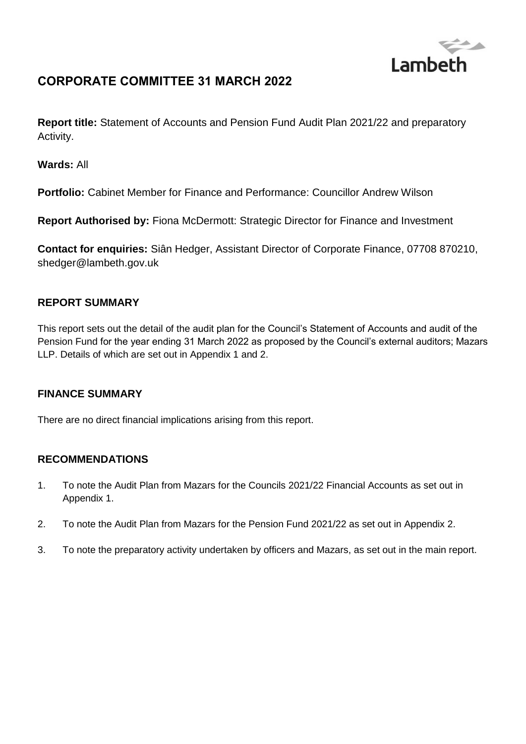Lambeth

# CORPORATE COMMITTEE 31 MARCH 2022

**Report title:** Statement of Accounts and Pension Fund Audit Plan 2021/22 and preparatory Activity.

**Wards:** All

**Portfolio:** Cabinet Member for Finance and Performance: Councillor Andrew Wilson

**Report Authorised by:** Fiona McDermott: Strategic Director for Finance and Investment

**Contact for enquiries:** Siân Hedger, Assistant Director of Corporate Finance, 07708 870210, shedger@lambeth.gov.uk

## REPORT SUMMARY

This report sets out the detail of the audit plan for the Council's Statement of Accounts and audit of the Pension Fund for the year ending 31 March 2022 as proposed by the Council's external auditors; Mazars LLP. Details of which are set out in Appendix 1 and 2.

## FINANCE SUMMARY

There are no direct financial implications arising from this report.

## RECOMMENDATIONS

1. To note the Audit Plan from Mazars for the Councils 2021/22 Financial Accounts as set out in Appendix 1.
2. To note the Audit Plan from Mazars for the Pension Fund 2021/22 as set out in Appendix 2.
3. To note the preparatory activity undertaken by officers and Mazars, as set out in the main report.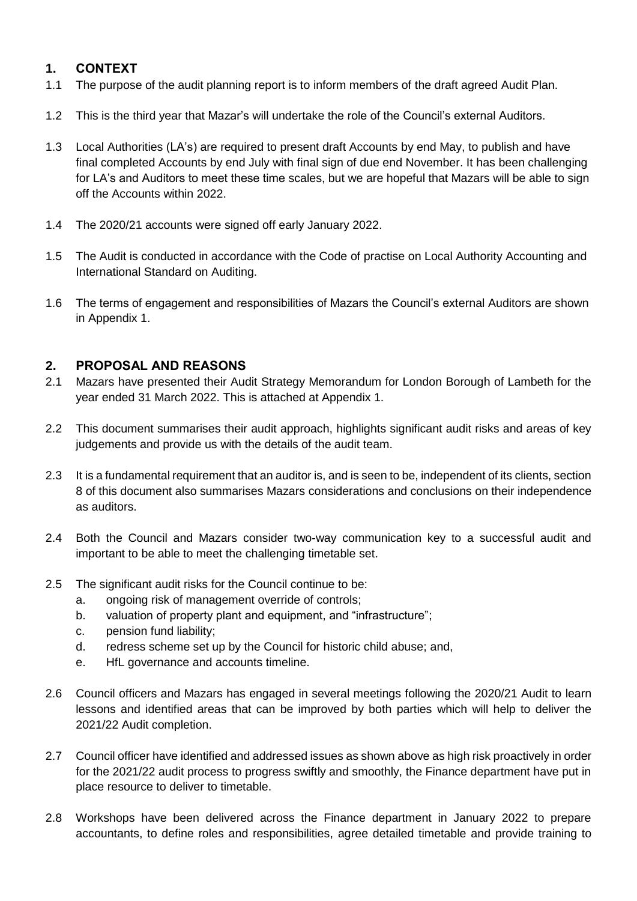## 1. CONTEXT

1.1 The purpose of the audit planning report is to inform members of the draft agreed Audit Plan.

1.2 This is the third year that Mazar's will undertake the role of the Council's external Auditors.

1.3 Local Authorities (LA's) are required to present draft Accounts by end May, to publish and have final completed Accounts by end July with final sign of due end November. It has been challenging for LA's and Auditors to meet these time scales, but we are hopeful that Mazars will be able to sign off the Accounts within 2022.

1.4 The 2020/21 accounts were signed off early January 2022.

1.5 The Audit is conducted in accordance with the Code of practise on Local Authority Accounting and International Standard on Auditing.

1.6 The terms of engagement and responsibilities of Mazars the Council's external Auditors are shown in Appendix 1.

## 2. PROPOSAL AND REASONS

2.1 Mazars have presented their Audit Strategy Memorandum for London Borough of Lambeth for the year ended 31 March 2022. This is attached at Appendix 1.

2.2 This document summarises their audit approach, highlights significant audit risks and areas of key judgements and provide us with the details of the audit team.

2.3 It is a fundamental requirement that an auditor is, and is seen to be, independent of its clients, section 8 of this document also summarises Mazars considerations and conclusions on their independence as auditors.

2.4 Both the Council and Mazars consider two-way communication key to a successful audit and important to be able to meet the challenging timetable set.

2.5 The significant audit risks for the Council continue to be:

   a. ongoing risk of management override of controls;
   b. valuation of property plant and equipment, and "infrastructure";
   c. pension fund liability;
   d. redress scheme set up by the Council for historic child abuse; and,
   e. HfL governance and accounts timeline.

2.6 Council officers and Mazars has engaged in several meetings following the 2020/21 Audit to learn lessons and identified areas that can be improved by both parties which will help to deliver the 2021/22 Audit completion.

2.7 Council officer have identified and addressed issues as shown above as high risk proactively in order for the 2021/22 audit process to progress swiftly and smoothly, the Finance department have put in place resource to deliver to timetable.

2.8 Workshops have been delivered across the Finance department in January 2022 to prepare accountants, to define roles and responsibilities, agree detailed timetable and provide training to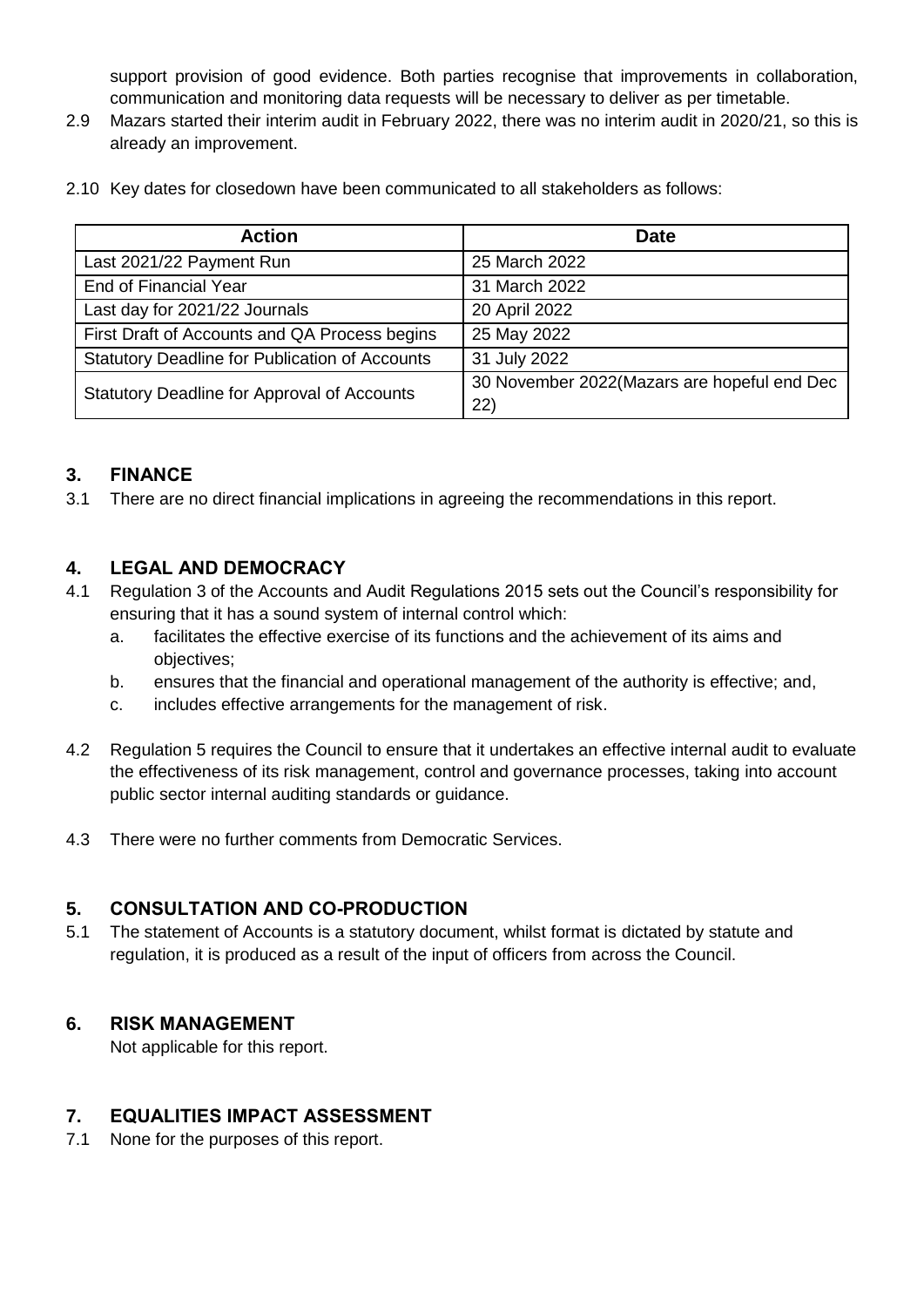support provision of good evidence. Both parties recognise that improvements in collaboration, communication and monitoring data requests will be necessary to deliver as per timetable.

2.9 Mazars started their interim audit in February 2022, there was no interim audit in 2020/21, so this is already an improvement.

2.10 Key dates for closedown have been communicated to all stakeholders as follows:

| Action | Date |
|---|---|
| Last 2021/22 Payment Run | 25 March 2022 |
| End of Financial Year | 31 March 2022 |
| Last day for 2021/22 Journals | 20 April 2022 |
| First Draft of Accounts and QA Process begins | 25 May 2022 |
| Statutory Deadline for Publication of Accounts | 31 July 2022 |
| Statutory Deadline for Approval of Accounts | 30 November 2022(Mazars are hopeful end Dec 22) |

## 3. FINANCE

3.1 There are no direct financial implications in agreeing the recommendations in this report.

## 4. LEGAL AND DEMOCRACY

4.1 Regulation 3 of the Accounts and Audit Regulations 2015 sets out the Council's responsibility for ensuring that it has a sound system of internal control which:

   a. facilitates the effective exercise of its functions and the achievement of its aims and objectives;
   b. ensures that the financial and operational management of the authority is effective; and,
   c. includes effective arrangements for the management of risk.

4.2 Regulation 5 requires the Council to ensure that it undertakes an effective internal audit to evaluate the effectiveness of its risk management, control and governance processes, taking into account public sector internal auditing standards or guidance.

4.3 There were no further comments from Democratic Services.

## 5. CONSULTATION AND CO-PRODUCTION

5.1 The statement of Accounts is a statutory document, whilst format is dictated by statute and regulation, it is produced as a result of the input of officers from across the Council.

## 6. RISK MANAGEMENT

Not applicable for this report.

## 7. EQUALITIES IMPACT ASSESSMENT

7.1 None for the purposes of this report.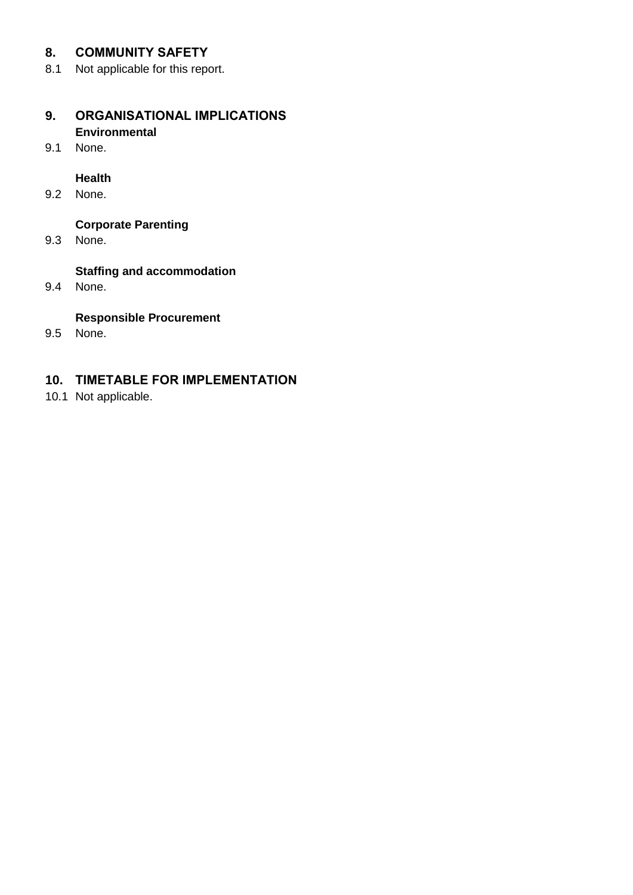## 8. COMMUNITY SAFETY

8.1 Not applicable for this report.

## 9. ORGANISATIONAL IMPLICATIONS

**Environmental**

9.1 None.

**Health**

9.2 None.

**Corporate Parenting**

9.3 None.

**Staffing and accommodation**

9.4 None.

**Responsible Procurement**

9.5 None.

## 10. TIMETABLE FOR IMPLEMENTATION

10.1 Not applicable.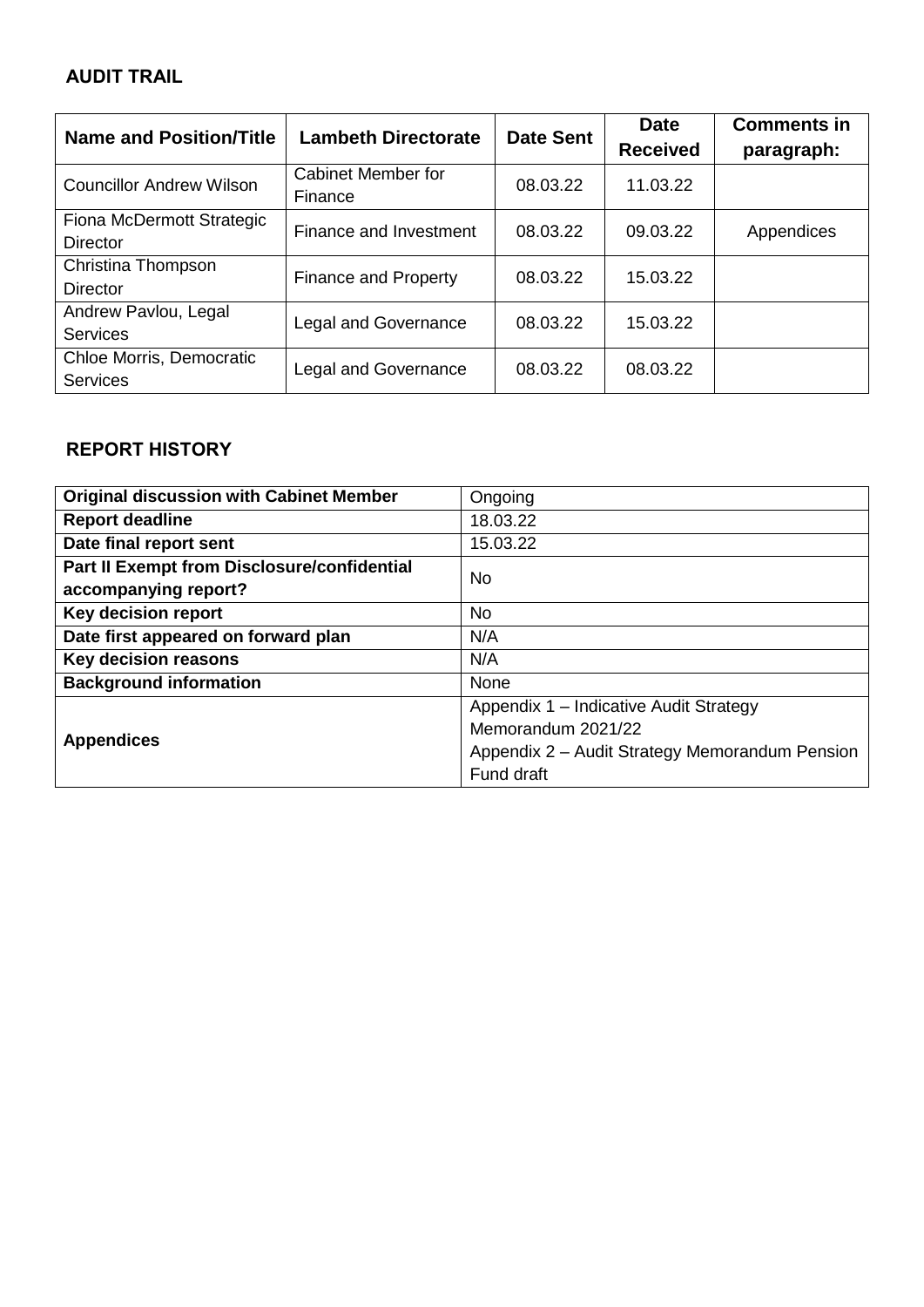## AUDIT TRAIL

| Name and Position/Title | Lambeth Directorate | Date Sent | Date Received | Comments in paragraph: |
|---|---|---|---|---|
| Councillor Andrew Wilson | Cabinet Member for Finance | 08.03.22 | 11.03.22 | |
| Fiona McDermott Strategic Director | Finance and Investment | 08.03.22 | 09.03.22 | Appendices |
| Christina Thompson Director | Finance and Property | 08.03.22 | 15.03.22 | |
| Andrew Pavlou, Legal Services | Legal and Governance | 08.03.22 | 15.03.22 | |
| Chloe Morris, Democratic Services | Legal and Governance | 08.03.22 | 08.03.22 | |

## REPORT HISTORY

| | |
|---|---|
| **Original discussion with Cabinet Member** | Ongoing |
| **Report deadline** | 18.03.22 |
| **Date final report sent** | 15.03.22 |
| **Part II Exempt from Disclosure/confidential accompanying report?** | No |
| **Key decision report** | No |
| **Date first appeared on forward plan** | N/A |
| **Key decision reasons** | N/A |
| **Background information** | None |
| **Appendices** | Appendix 1 – Indicative Audit Strategy Memorandum 2021/22<br>Appendix 2 – Audit Strategy Memorandum Pension Fund draft |